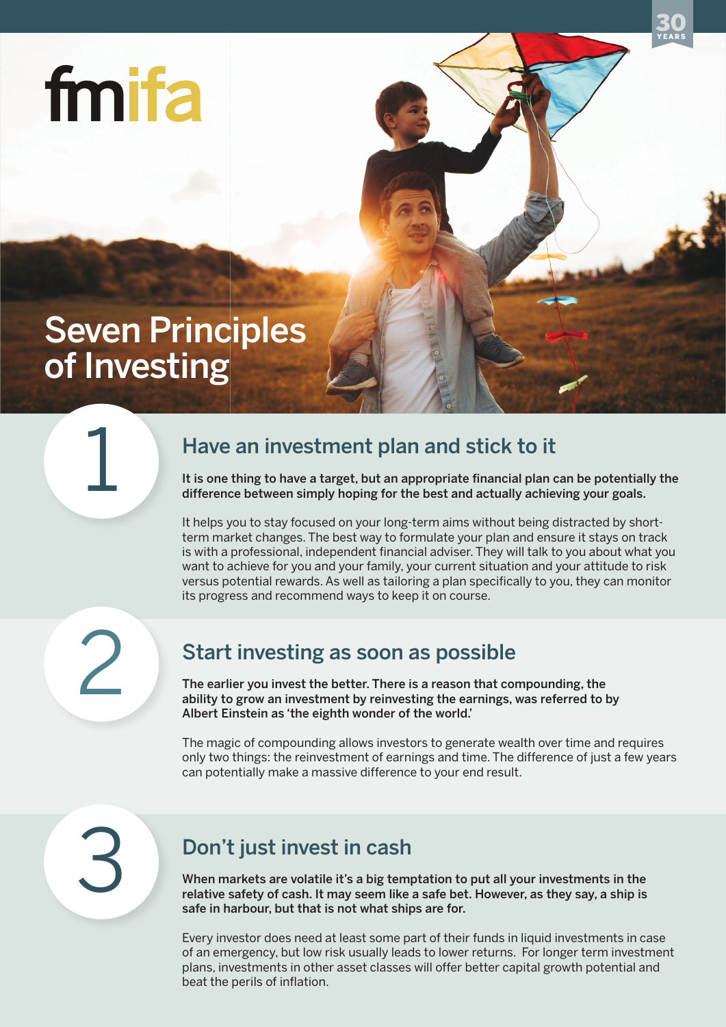fmifa

30 YEARS

# Seven Principles of Investing

## 1 Have an investment plan and stick to it

**It is one thing to have a target, but an appropriate financial plan can be potentially the difference between simply hoping for the best and actually achieving your goals.**

It helps you to stay focused on your long-term aims without being distracted by short-term market changes. The best way to formulate your plan and ensure it stays on track is with a professional, independent financial adviser. They will talk to you about what you want to achieve for you and your family, your current situation and your attitude to risk versus potential rewards. As well as tailoring a plan specifically to you, they can monitor its progress and recommend ways to keep it on course.

## 2 Start investing as soon as possible

**The earlier you invest the better. There is a reason that compounding, the ability to grow an investment by reinvesting the earnings, was referred to by Albert Einstein as 'the eighth wonder of the world.'**

The magic of compounding allows investors to generate wealth over time and requires only two things: the reinvestment of earnings and time. The difference of just a few years can potentially make a massive difference to your end result.

## 3 Don't just invest in cash

**When markets are volatile it's a big temptation to put all your investments in the relative safety of cash. It may seem like a safe bet. However, as they say, a ship is safe in harbour, but that is not what ships are for.**

Every investor does need at least some part of their funds in liquid investments in case of an emergency, but low risk usually leads to lower returns. For longer term investment plans, investments in other asset classes will offer better capital growth potential and beat the perils of inflation.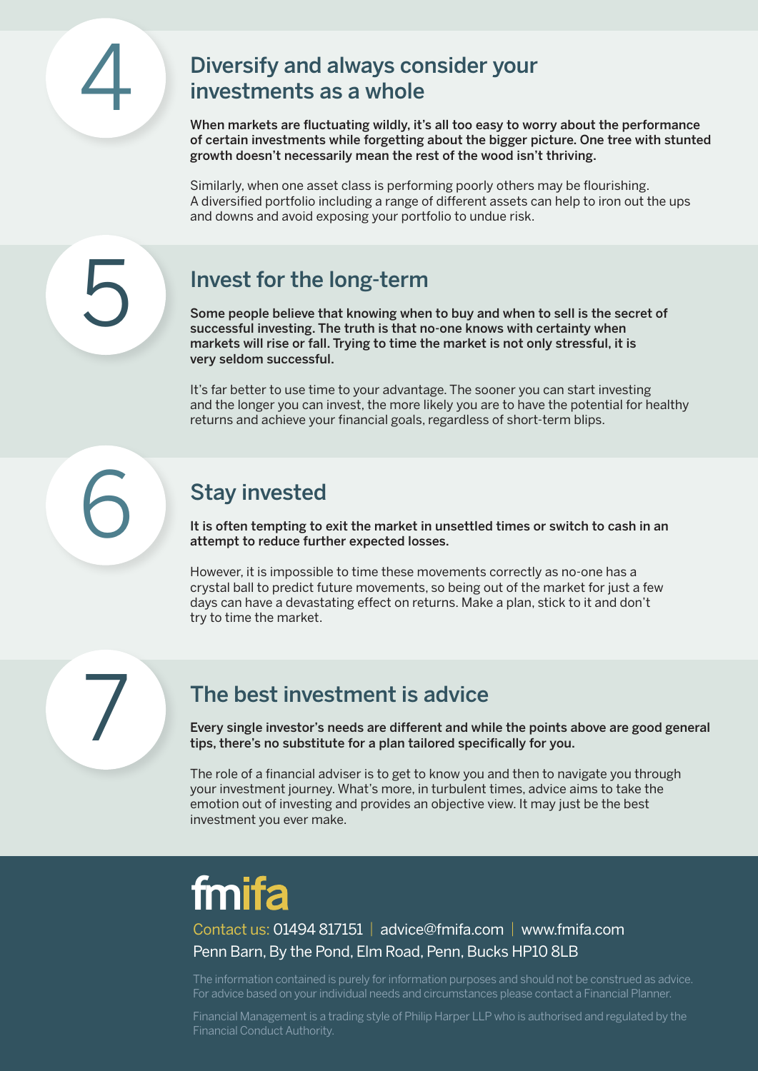## 4 Diversify and always consider your investments as a whole

**When markets are fluctuating wildly, it's all too easy to worry about the performance of certain investments while forgetting about the bigger picture. One tree with stunted growth doesn't necessarily mean the rest of the wood isn't thriving.**

Similarly, when one asset class is performing poorly others may be flourishing. A diversified portfolio including a range of different assets can help to iron out the ups and downs and avoid exposing your portfolio to undue risk.

## 5 Invest for the long-term

**Some people believe that knowing when to buy and when to sell is the secret of successful investing. The truth is that no-one knows with certainty when markets will rise or fall. Trying to time the market is not only stressful, it is very seldom successful.**

It's far better to use time to your advantage. The sooner you can start investing and the longer you can invest, the more likely you are to have the potential for healthy returns and achieve your financial goals, regardless of short-term blips.

## 6 Stay invested

**It is often tempting to exit the market in unsettled times or switch to cash in an attempt to reduce further expected losses.**

However, it is impossible to time these movements correctly as no-one has a crystal ball to predict future movements, so being out of the market for just a few days can have a devastating effect on returns. Make a plan, stick to it and don't try to time the market.

## 7 The best investment is advice

**Every single investor's needs are different and while the points above are good general tips, there's no substitute for a plan tailored specifically for you.**

The role of a financial adviser is to get to know you and then to navigate you through your investment journey. What's more, in turbulent times, advice aims to take the emotion out of investing and provides an objective view. It may just be the best investment you ever make.

**fmifa**

Contact us: 01494 817151 | advice@fmifa.com | www.fmifa.com

Penn Barn, By the Pond, Elm Road, Penn, Bucks HP10 8LB

The information contained is purely for information purposes and should not be construed as advice. For advice based on your individual needs and circumstances please contact a Financial Planner.

Financial Management is a trading style of Philip Harper LLP who is authorised and regulated by the Financial Conduct Authority.